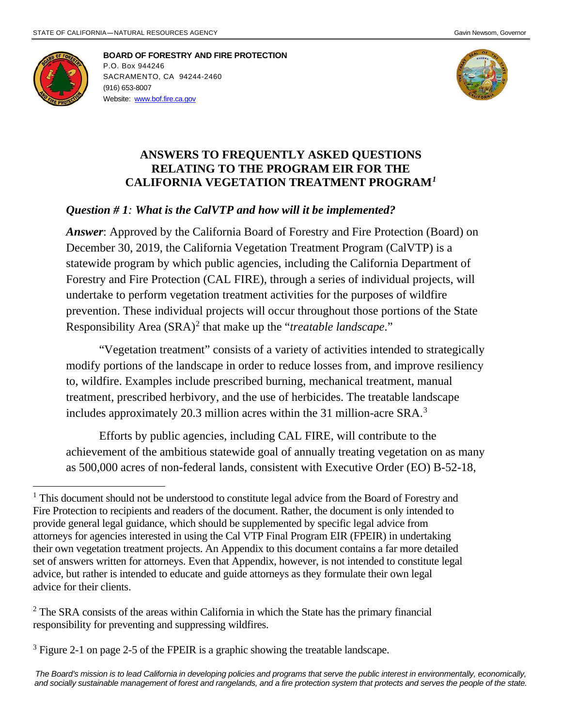STATE OF CALIFORNIA—NATURAL RESOURCES AGENCY

Gavin Newsom, Governor

**BOARD OF FORESTRY AND FIRE PROTECTION**
P.O. Box 944246
SACRAMENTO, CA 94244-2460
(916) 653-8007
Website: www.bof.fire.ca.gov

# ANSWERS TO FREQUENTLY ASKED QUESTIONS RELATING TO THE PROGRAM EIR FOR THE CALIFORNIA VEGETATION TREATMENT PROGRAM[1]

## *Question # 1: What is the CalVTP and how will it be implemented?*

***Answer***: Approved by the California Board of Forestry and Fire Protection (Board) on December 30, 2019, the California Vegetation Treatment Program (CalVTP) is a statewide program by which public agencies, including the California Department of Forestry and Fire Protection (CAL FIRE), through a series of individual projects, will undertake to perform vegetation treatment activities for the purposes of wildfire prevention. These individual projects will occur throughout those portions of the State Responsibility Area (SRA)[2] that make up the "*treatable landscape*."

"Vegetation treatment" consists of a variety of activities intended to strategically modify portions of the landscape in order to reduce losses from, and improve resiliency to, wildfire. Examples include prescribed burning, mechanical treatment, manual treatment, prescribed herbivory, and the use of herbicides. The treatable landscape includes approximately 20.3 million acres within the 31 million-acre SRA.[3]

Efforts by public agencies, including CAL FIRE, will contribute to the achievement of the ambitious statewide goal of annually treating vegetation on as many as 500,000 acres of non-federal lands, consistent with Executive Order (EO) B-52-18,

---

[1] This document should not be understood to constitute legal advice from the Board of Forestry and Fire Protection to recipients and readers of the document. Rather, the document is only intended to provide general legal guidance, which should be supplemented by specific legal advice from attorneys for agencies interested in using the Cal VTP Final Program EIR (FPEIR) in undertaking their own vegetation treatment projects. An Appendix to this document contains a far more detailed set of answers written for attorneys. Even that Appendix, however, is not intended to constitute legal advice, but rather is intended to educate and guide attorneys as they formulate their own legal advice for their clients.

[2] The SRA consists of the areas within California in which the State has the primary financial responsibility for preventing and suppressing wildfires.

[3] Figure 2-1 on page 2-5 of the FPEIR is a graphic showing the treatable landscape.

*The Board's mission is to lead California in developing policies and programs that serve the public interest in environmentally, economically, and socially sustainable management of forest and rangelands, and a fire protection system that protects and serves the people of the state.*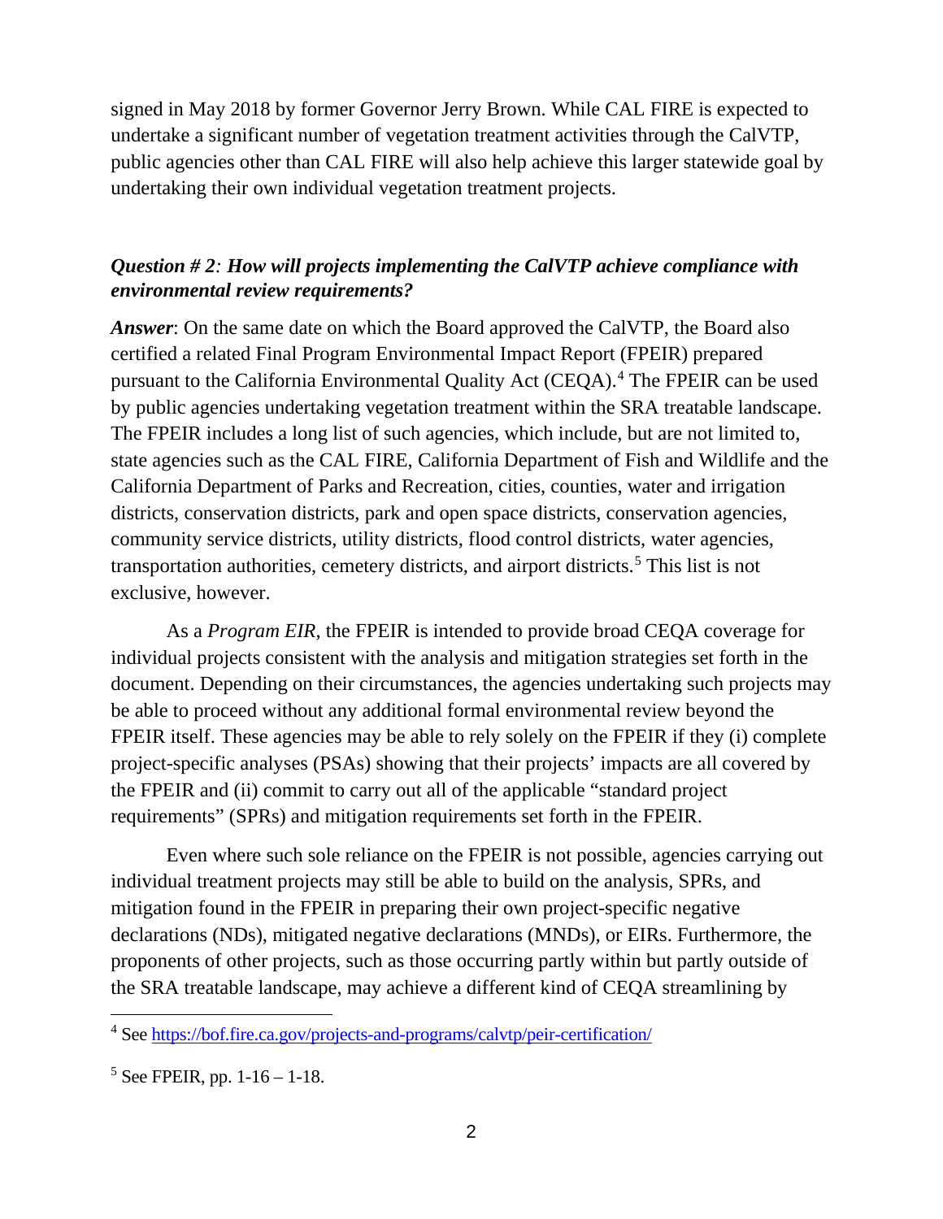signed in May 2018 by former Governor Jerry Brown. While CAL FIRE is expected to undertake a significant number of vegetation treatment activities through the CalVTP, public agencies other than CAL FIRE will also help achieve this larger statewide goal by undertaking their own individual vegetation treatment projects.

***Question # 2**: How will projects implementing the CalVTP achieve compliance with environmental review requirements?*

***Answer***: On the same date on which the Board approved the CalVTP, the Board also certified a related Final Program Environmental Impact Report (FPEIR) prepared pursuant to the California Environmental Quality Act (CEQA).[4] The FPEIR can be used by public agencies undertaking vegetation treatment within the SRA treatable landscape. The FPEIR includes a long list of such agencies, which include, but are not limited to, state agencies such as the CAL FIRE, California Department of Fish and Wildlife and the California Department of Parks and Recreation, cities, counties, water and irrigation districts, conservation districts, park and open space districts, conservation agencies, community service districts, utility districts, flood control districts, water agencies, transportation authorities, cemetery districts, and airport districts.[5] This list is not exclusive, however.

As a *Program EIR*, the FPEIR is intended to provide broad CEQA coverage for individual projects consistent with the analysis and mitigation strategies set forth in the document. Depending on their circumstances, the agencies undertaking such projects may be able to proceed without any additional formal environmental review beyond the FPEIR itself. These agencies may be able to rely solely on the FPEIR if they (i) complete project-specific analyses (PSAs) showing that their projects' impacts are all covered by the FPEIR and (ii) commit to carry out all of the applicable "standard project requirements" (SPRs) and mitigation requirements set forth in the FPEIR.

Even where such sole reliance on the FPEIR is not possible, agencies carrying out individual treatment projects may still be able to build on the analysis, SPRs, and mitigation found in the FPEIR in preparing their own project-specific negative declarations (NDs), mitigated negative declarations (MNDs), or EIRs. Furthermore, the proponents of other projects, such as those occurring partly within but partly outside of the SRA treatable landscape, may achieve a different kind of CEQA streamlining by

---

[4] See https://bof.fire.ca.gov/projects-and-programs/calvtp/peir-certification/

[5] See FPEIR, pp. 1-16 – 1-18.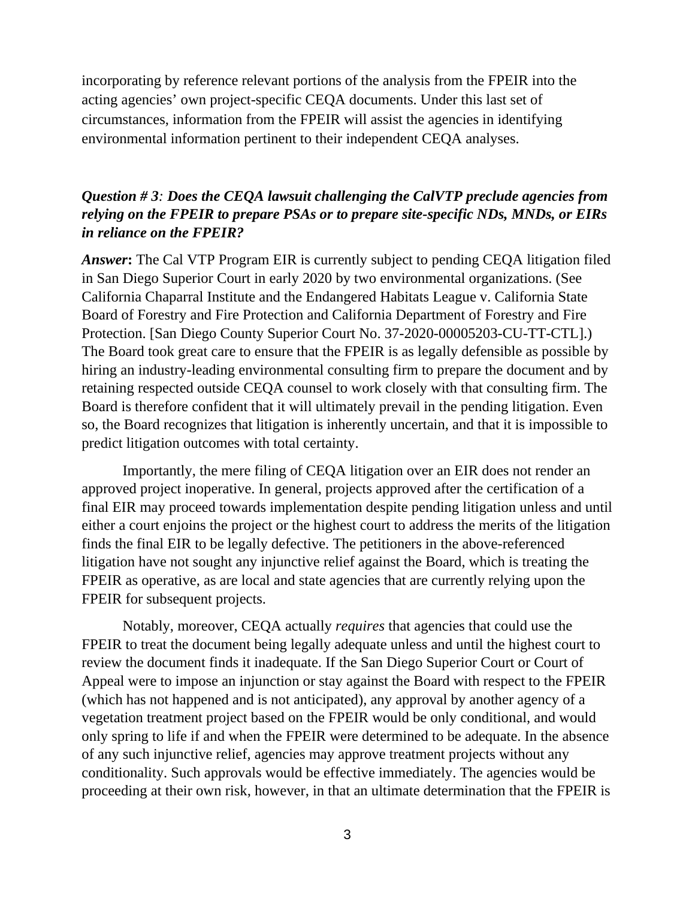incorporating by reference relevant portions of the analysis from the FPEIR into the acting agencies' own project-specific CEQA documents. Under this last set of circumstances, information from the FPEIR will assist the agencies in identifying environmental information pertinent to their independent CEQA analyses.

***Question # 3: Does the CEQA lawsuit challenging the CalVTP preclude agencies from relying on the FPEIR to prepare PSAs or to prepare site-specific NDs, MNDs, or EIRs in reliance on the FPEIR?***

***Answer*:** The Cal VTP Program EIR is currently subject to pending CEQA litigation filed in San Diego Superior Court in early 2020 by two environmental organizations. (See California Chaparral Institute and the Endangered Habitats League v. California State Board of Forestry and Fire Protection and California Department of Forestry and Fire Protection. [San Diego County Superior Court No. 37-2020-00005203-CU-TT-CTL].) The Board took great care to ensure that the FPEIR is as legally defensible as possible by hiring an industry-leading environmental consulting firm to prepare the document and by retaining respected outside CEQA counsel to work closely with that consulting firm. The Board is therefore confident that it will ultimately prevail in the pending litigation. Even so, the Board recognizes that litigation is inherently uncertain, and that it is impossible to predict litigation outcomes with total certainty.

Importantly, the mere filing of CEQA litigation over an EIR does not render an approved project inoperative. In general, projects approved after the certification of a final EIR may proceed towards implementation despite pending litigation unless and until either a court enjoins the project or the highest court to address the merits of the litigation finds the final EIR to be legally defective. The petitioners in the above-referenced litigation have not sought any injunctive relief against the Board, which is treating the FPEIR as operative, as are local and state agencies that are currently relying upon the FPEIR for subsequent projects.

Notably, moreover, CEQA actually *requires* that agencies that could use the FPEIR to treat the document being legally adequate unless and until the highest court to review the document finds it inadequate. If the San Diego Superior Court or Court of Appeal were to impose an injunction or stay against the Board with respect to the FPEIR (which has not happened and is not anticipated), any approval by another agency of a vegetation treatment project based on the FPEIR would be only conditional, and would only spring to life if and when the FPEIR were determined to be adequate. In the absence of any such injunctive relief, agencies may approve treatment projects without any conditionality. Such approvals would be effective immediately. The agencies would be proceeding at their own risk, however, in that an ultimate determination that the FPEIR is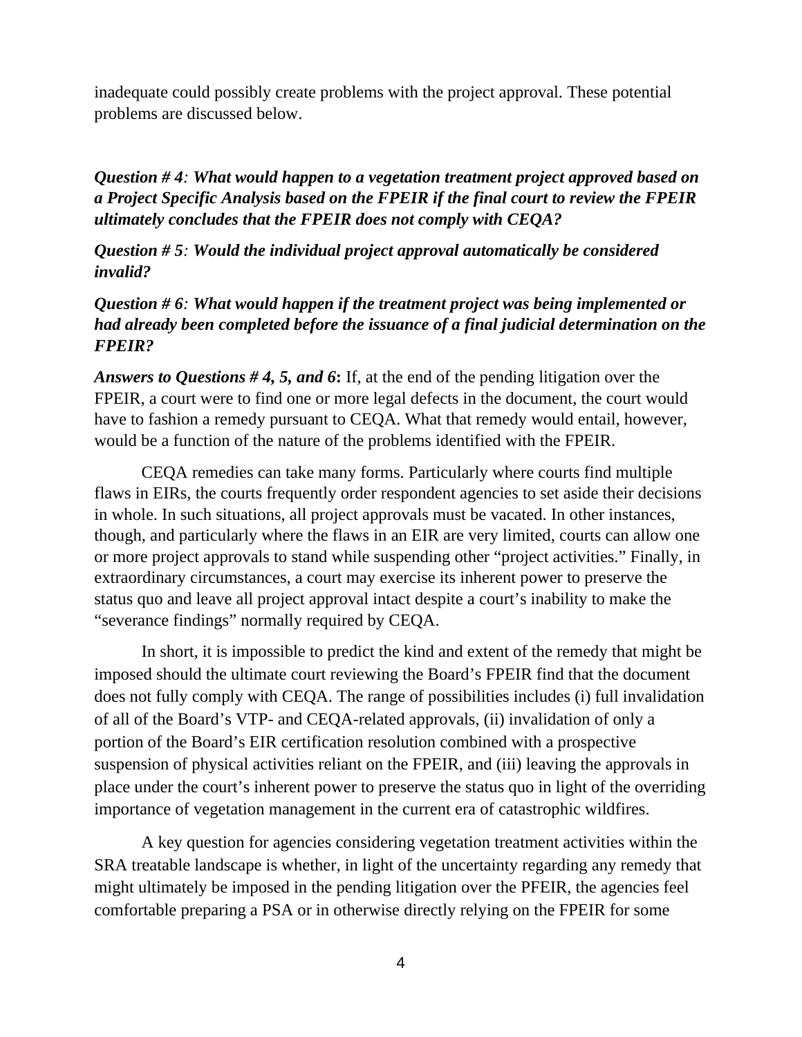inadequate could possibly create problems with the project approval. These potential problems are discussed below.

***Question # 4*: *What would happen to a vegetation treatment project approved based on a Project Specific Analysis based on the FPEIR if the final court to review the FPEIR ultimately concludes that the FPEIR does not comply with CEQA?***

***Question # 5*: *Would the individual project approval automatically be considered invalid?***

***Question # 6*: *What would happen if the treatment project was being implemented or had already been completed before the issuance of a final judicial determination on the FPEIR?***

***Answers to Questions # 4, 5, and 6*:** If, at the end of the pending litigation over the FPEIR, a court were to find one or more legal defects in the document, the court would have to fashion a remedy pursuant to CEQA. What that remedy would entail, however, would be a function of the nature of the problems identified with the FPEIR.

CEQA remedies can take many forms. Particularly where courts find multiple flaws in EIRs, the courts frequently order respondent agencies to set aside their decisions in whole. In such situations, all project approvals must be vacated. In other instances, though, and particularly where the flaws in an EIR are very limited, courts can allow one or more project approvals to stand while suspending other "project activities." Finally, in extraordinary circumstances, a court may exercise its inherent power to preserve the status quo and leave all project approval intact despite a court's inability to make the "severance findings" normally required by CEQA.

In short, it is impossible to predict the kind and extent of the remedy that might be imposed should the ultimate court reviewing the Board's FPEIR find that the document does not fully comply with CEQA. The range of possibilities includes (i) full invalidation of all of the Board's VTP- and CEQA-related approvals, (ii) invalidation of only a portion of the Board's EIR certification resolution combined with a prospective suspension of physical activities reliant on the FPEIR, and (iii) leaving the approvals in place under the court's inherent power to preserve the status quo in light of the overriding importance of vegetation management in the current era of catastrophic wildfires.

A key question for agencies considering vegetation treatment activities within the SRA treatable landscape is whether, in light of the uncertainty regarding any remedy that might ultimately be imposed in the pending litigation over the PFEIR, the agencies feel comfortable preparing a PSA or in otherwise directly relying on the FPEIR for some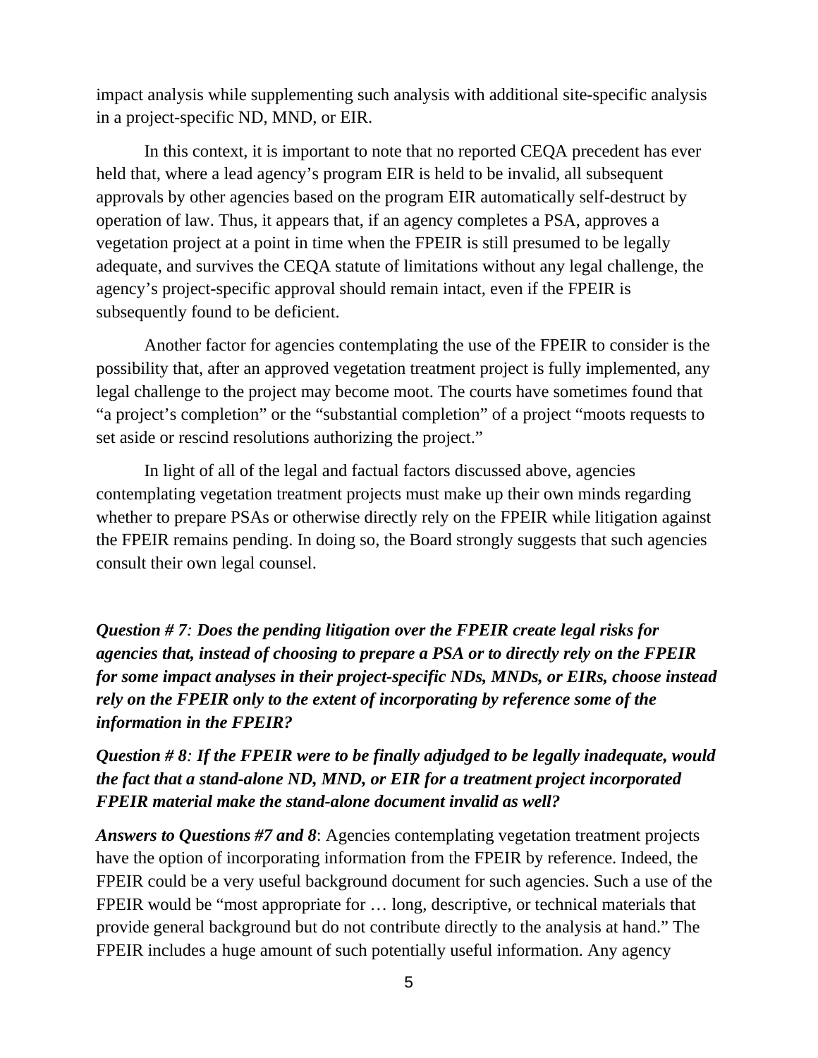impact analysis while supplementing such analysis with additional site-specific analysis in a project-specific ND, MND, or EIR.

In this context, it is important to note that no reported CEQA precedent has ever held that, where a lead agency's program EIR is held to be invalid, all subsequent approvals by other agencies based on the program EIR automatically self-destruct by operation of law. Thus, it appears that, if an agency completes a PSA, approves a vegetation project at a point in time when the FPEIR is still presumed to be legally adequate, and survives the CEQA statute of limitations without any legal challenge, the agency's project-specific approval should remain intact, even if the FPEIR is subsequently found to be deficient.

Another factor for agencies contemplating the use of the FPEIR to consider is the possibility that, after an approved vegetation treatment project is fully implemented, any legal challenge to the project may become moot. The courts have sometimes found that "a project's completion" or the "substantial completion" of a project "moots requests to set aside or rescind resolutions authorizing the project."

In light of all of the legal and factual factors discussed above, agencies contemplating vegetation treatment projects must make up their own minds regarding whether to prepare PSAs or otherwise directly rely on the FPEIR while litigation against the FPEIR remains pending. In doing so, the Board strongly suggests that such agencies consult their own legal counsel.

***Question # 7**: **Does the pending litigation over the FPEIR create legal risks for agencies that, instead of choosing to prepare a PSA or to directly rely on the FPEIR for some impact analyses in their project-specific NDs, MNDs, or EIRs, choose instead rely on the FPEIR only to the extent of incorporating by reference some of the information in the FPEIR?***

***Question # 8**: **If the FPEIR were to be finally adjudged to be legally inadequate, would the fact that a stand-alone ND, MND, or EIR for a treatment project incorporated FPEIR material make the stand-alone document invalid as well?***

***Answers to Questions #7 and 8***: Agencies contemplating vegetation treatment projects have the option of incorporating information from the FPEIR by reference. Indeed, the FPEIR could be a very useful background document for such agencies. Such a use of the FPEIR would be "most appropriate for … long, descriptive, or technical materials that provide general background but do not contribute directly to the analysis at hand." The FPEIR includes a huge amount of such potentially useful information. Any agency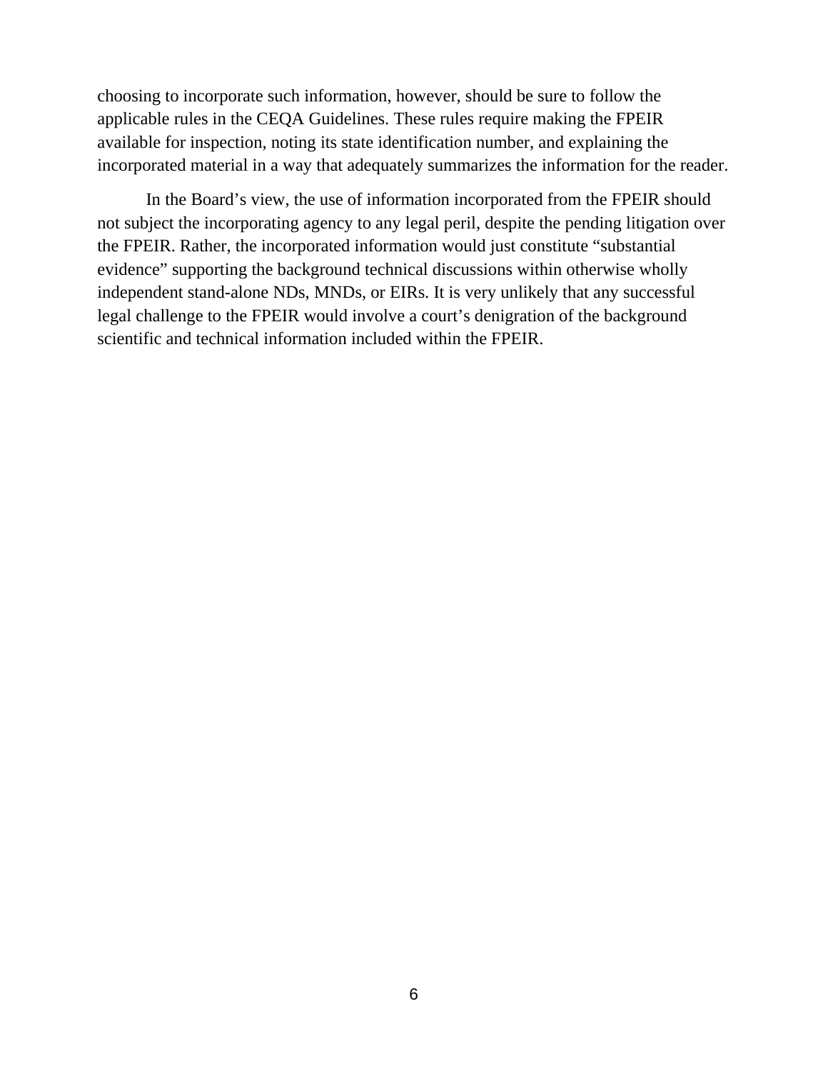choosing to incorporate such information, however, should be sure to follow the applicable rules in the CEQA Guidelines. These rules require making the FPEIR available for inspection, noting its state identification number, and explaining the incorporated material in a way that adequately summarizes the information for the reader.

In the Board's view, the use of information incorporated from the FPEIR should not subject the incorporating agency to any legal peril, despite the pending litigation over the FPEIR. Rather, the incorporated information would just constitute "substantial evidence" supporting the background technical discussions within otherwise wholly independent stand-alone NDs, MNDs, or EIRs. It is very unlikely that any successful legal challenge to the FPEIR would involve a court's denigration of the background scientific and technical information included within the FPEIR.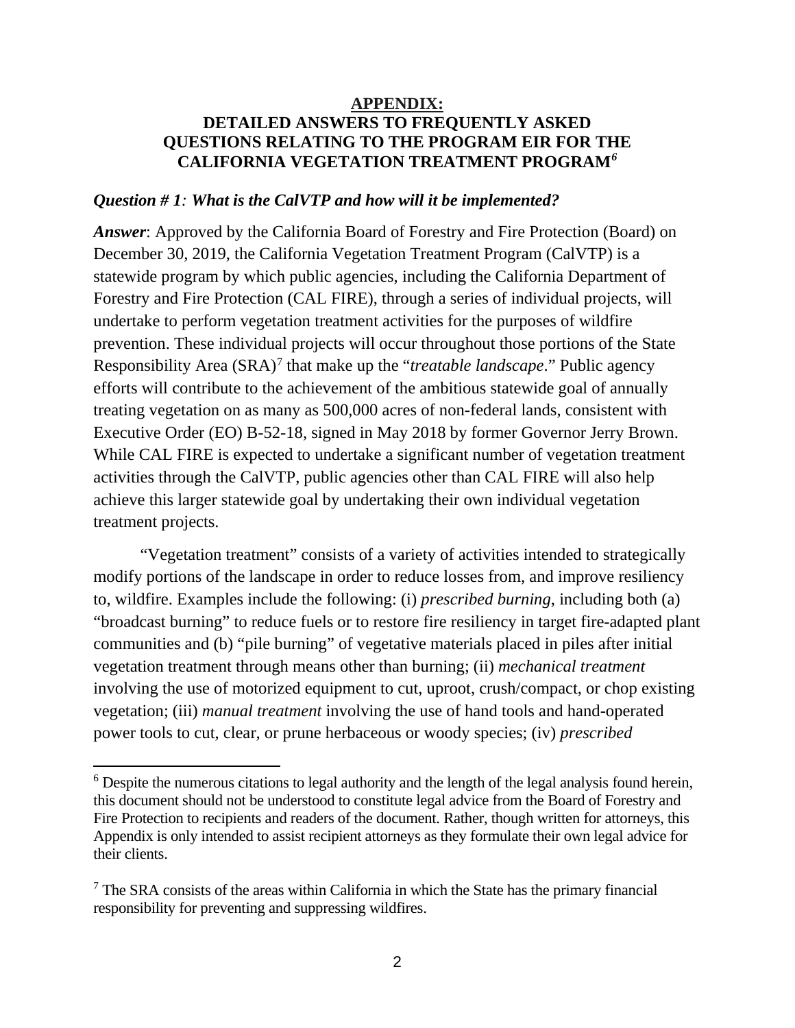## APPENDIX:

## DETAILED ANSWERS TO FREQUENTLY ASKED QUESTIONS RELATING TO THE PROGRAM EIR FOR THE CALIFORNIA VEGETATION TREATMENT PROGRAM[6]

***Question # 1**: What is the CalVTP and how will it be implemented?*

***Answer***: Approved by the California Board of Forestry and Fire Protection (Board) on December 30, 2019, the California Vegetation Treatment Program (CalVTP) is a statewide program by which public agencies, including the California Department of Forestry and Fire Protection (CAL FIRE), through a series of individual projects, will undertake to perform vegetation treatment activities for the purposes of wildfire prevention. These individual projects will occur throughout those portions of the State Responsibility Area (SRA)[7] that make up the "*treatable landscape*." Public agency efforts will contribute to the achievement of the ambitious statewide goal of annually treating vegetation on as many as 500,000 acres of non-federal lands, consistent with Executive Order (EO) B-52-18, signed in May 2018 by former Governor Jerry Brown. While CAL FIRE is expected to undertake a significant number of vegetation treatment activities through the CalVTP, public agencies other than CAL FIRE will also help achieve this larger statewide goal by undertaking their own individual vegetation treatment projects.

"Vegetation treatment" consists of a variety of activities intended to strategically modify portions of the landscape in order to reduce losses from, and improve resiliency to, wildfire. Examples include the following: (i) *prescribed burning*, including both (a) "broadcast burning" to reduce fuels or to restore fire resiliency in target fire-adapted plant communities and (b) "pile burning" of vegetative materials placed in piles after initial vegetation treatment through means other than burning; (ii) *mechanical treatment* involving the use of motorized equipment to cut, uproot, crush/compact, or chop existing vegetation; (iii) *manual treatment* involving the use of hand tools and hand-operated power tools to cut, clear, or prune herbaceous or woody species; (iv) *prescribed*

---

[6] Despite the numerous citations to legal authority and the length of the legal analysis found herein, this document should not be understood to constitute legal advice from the Board of Forestry and Fire Protection to recipients and readers of the document. Rather, though written for attorneys, this Appendix is only intended to assist recipient attorneys as they formulate their own legal advice for their clients.

[7] The SRA consists of the areas within California in which the State has the primary financial responsibility for preventing and suppressing wildfires.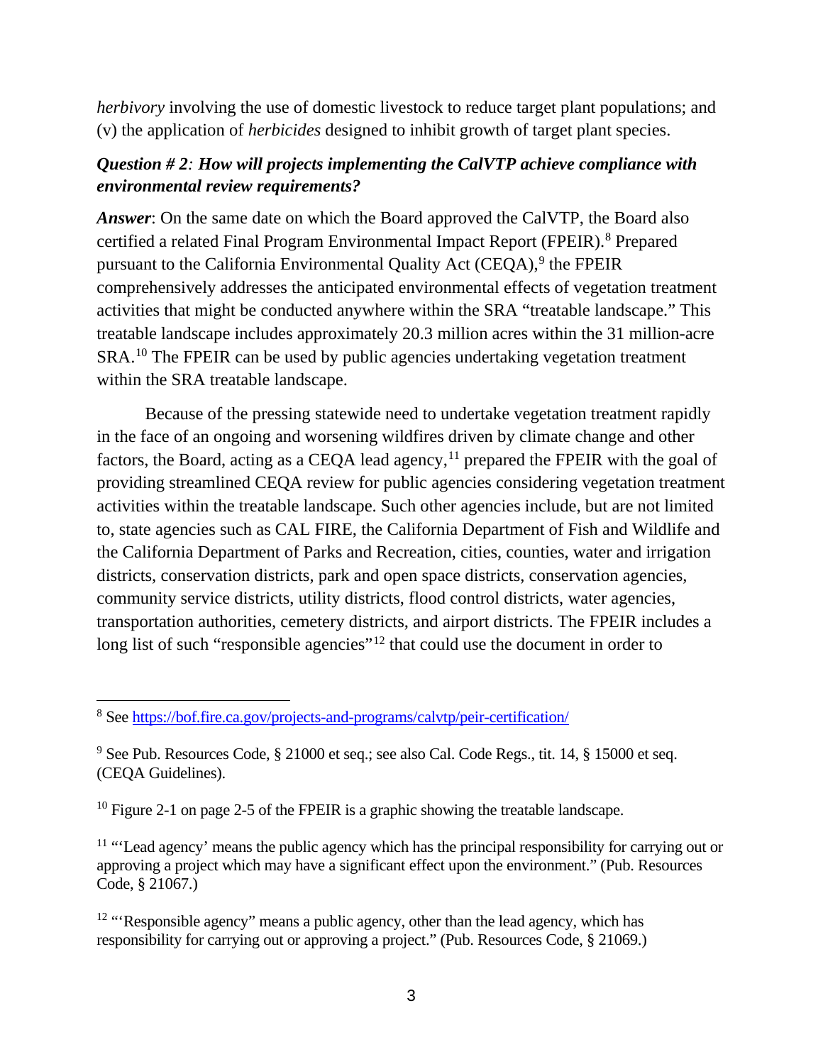*herbivory* involving the use of domestic livestock to reduce target plant populations; and (v) the application of *herbicides* designed to inhibit growth of target plant species.

***Question # 2**: **How will projects implementing the CalVTP achieve compliance with environmental review requirements?***

***Answer***: On the same date on which the Board approved the CalVTP, the Board also certified a related Final Program Environmental Impact Report (FPEIR).[8] Prepared pursuant to the California Environmental Quality Act (CEQA),[9] the FPEIR comprehensively addresses the anticipated environmental effects of vegetation treatment activities that might be conducted anywhere within the SRA "treatable landscape." This treatable landscape includes approximately 20.3 million acres within the 31 million-acre SRA.[10] The FPEIR can be used by public agencies undertaking vegetation treatment within the SRA treatable landscape.

Because of the pressing statewide need to undertake vegetation treatment rapidly in the face of an ongoing and worsening wildfires driven by climate change and other factors, the Board, acting as a CEQA lead agency,[11] prepared the FPEIR with the goal of providing streamlined CEQA review for public agencies considering vegetation treatment activities within the treatable landscape. Such other agencies include, but are not limited to, state agencies such as CAL FIRE, the California Department of Fish and Wildlife and the California Department of Parks and Recreation, cities, counties, water and irrigation districts, conservation districts, park and open space districts, conservation agencies, community service districts, utility districts, flood control districts, water agencies, transportation authorities, cemetery districts, and airport districts. The FPEIR includes a long list of such "responsible agencies"[12] that could use the document in order to

---

[8] See https://bof.fire.ca.gov/projects-and-programs/calvtp/peir-certification/

[9] See Pub. Resources Code, § 21000 et seq.; see also Cal. Code Regs., tit. 14, § 15000 et seq. (CEQA Guidelines).

[10] Figure 2-1 on page 2-5 of the FPEIR is a graphic showing the treatable landscape.

[11] "'Lead agency' means the public agency which has the principal responsibility for carrying out or approving a project which may have a significant effect upon the environment." (Pub. Resources Code, § 21067.)

[12] "'Responsible agency" means a public agency, other than the lead agency, which has responsibility for carrying out or approving a project." (Pub. Resources Code, § 21069.)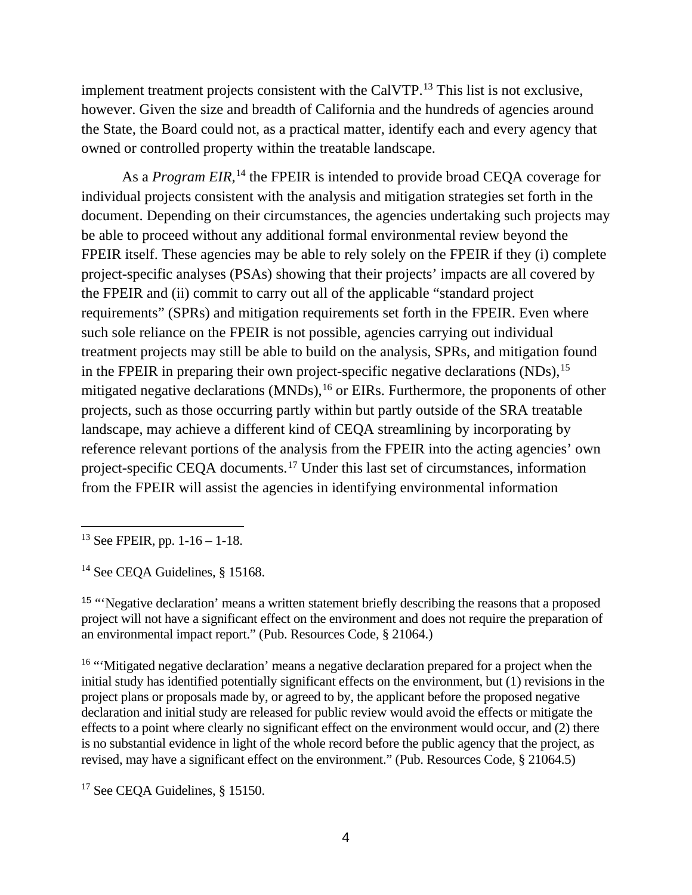implement treatment projects consistent with the CalVTP.[13] This list is not exclusive, however. Given the size and breadth of California and the hundreds of agencies around the State, the Board could not, as a practical matter, identify each and every agency that owned or controlled property within the treatable landscape.

As a *Program EIR*,[14] the FPEIR is intended to provide broad CEQA coverage for individual projects consistent with the analysis and mitigation strategies set forth in the document. Depending on their circumstances, the agencies undertaking such projects may be able to proceed without any additional formal environmental review beyond the FPEIR itself. These agencies may be able to rely solely on the FPEIR if they (i) complete project-specific analyses (PSAs) showing that their projects' impacts are all covered by the FPEIR and (ii) commit to carry out all of the applicable "standard project requirements" (SPRs) and mitigation requirements set forth in the FPEIR. Even where such sole reliance on the FPEIR is not possible, agencies carrying out individual treatment projects may still be able to build on the analysis, SPRs, and mitigation found in the FPEIR in preparing their own project-specific negative declarations (NDs),[15] mitigated negative declarations (MNDs),[16] or EIRs. Furthermore, the proponents of other projects, such as those occurring partly within but partly outside of the SRA treatable landscape, may achieve a different kind of CEQA streamlining by incorporating by reference relevant portions of the analysis from the FPEIR into the acting agencies' own project-specific CEQA documents.[17] Under this last set of circumstances, information from the FPEIR will assist the agencies in identifying environmental information

---

[13] See FPEIR, pp. 1-16 – 1-18.

[14] See CEQA Guidelines, § 15168.

[15] "'Negative declaration' means a written statement briefly describing the reasons that a proposed project will not have a significant effect on the environment and does not require the preparation of an environmental impact report." (Pub. Resources Code, § 21064.)

[16] "'Mitigated negative declaration' means a negative declaration prepared for a project when the initial study has identified potentially significant effects on the environment, but (1) revisions in the project plans or proposals made by, or agreed to by, the applicant before the proposed negative declaration and initial study are released for public review would avoid the effects or mitigate the effects to a point where clearly no significant effect on the environment would occur, and (2) there is no substantial evidence in light of the whole record before the public agency that the project, as revised, may have a significant effect on the environment." (Pub. Resources Code, § 21064.5)

[17] See CEQA Guidelines, § 15150.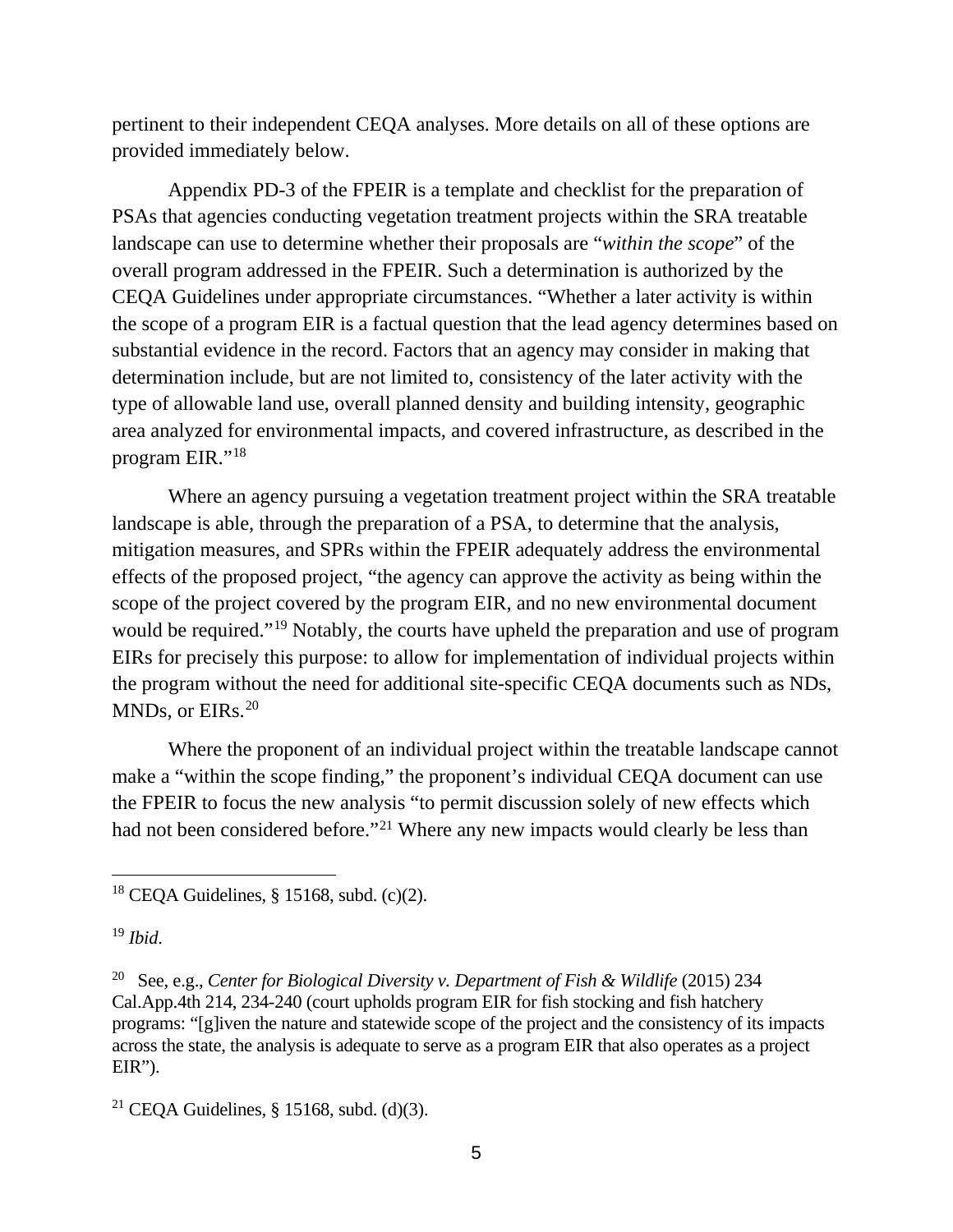pertinent to their independent CEQA analyses. More details on all of these options are provided immediately below.

Appendix PD-3 of the FPEIR is a template and checklist for the preparation of PSAs that agencies conducting vegetation treatment projects within the SRA treatable landscape can use to determine whether their proposals are "*within the scope*" of the overall program addressed in the FPEIR. Such a determination is authorized by the CEQA Guidelines under appropriate circumstances. "Whether a later activity is within the scope of a program EIR is a factual question that the lead agency determines based on substantial evidence in the record. Factors that an agency may consider in making that determination include, but are not limited to, consistency of the later activity with the type of allowable land use, overall planned density and building intensity, geographic area analyzed for environmental impacts, and covered infrastructure, as described in the program EIR."[18]

Where an agency pursuing a vegetation treatment project within the SRA treatable landscape is able, through the preparation of a PSA, to determine that the analysis, mitigation measures, and SPRs within the FPEIR adequately address the environmental effects of the proposed project, "the agency can approve the activity as being within the scope of the project covered by the program EIR, and no new environmental document would be required."[19] Notably, the courts have upheld the preparation and use of program EIRs for precisely this purpose: to allow for implementation of individual projects within the program without the need for additional site-specific CEQA documents such as NDs, MNDs, or EIRs.[20]

Where the proponent of an individual project within the treatable landscape cannot make a "within the scope finding," the proponent's individual CEQA document can use the FPEIR to focus the new analysis "to permit discussion solely of new effects which had not been considered before."[21] Where any new impacts would clearly be less than

---

[18] CEQA Guidelines, § 15168, subd. (c)(2).

[19] *Ibid*.

[20] See, e.g., *Center for Biological Diversity v. Department of Fish & Wildlife* (2015) 234 Cal.App.4th 214, 234-240 (court upholds program EIR for fish stocking and fish hatchery programs: "[g]iven the nature and statewide scope of the project and the consistency of its impacts across the state, the analysis is adequate to serve as a program EIR that also operates as a project EIR").

[21] CEQA Guidelines, § 15168, subd. (d)(3).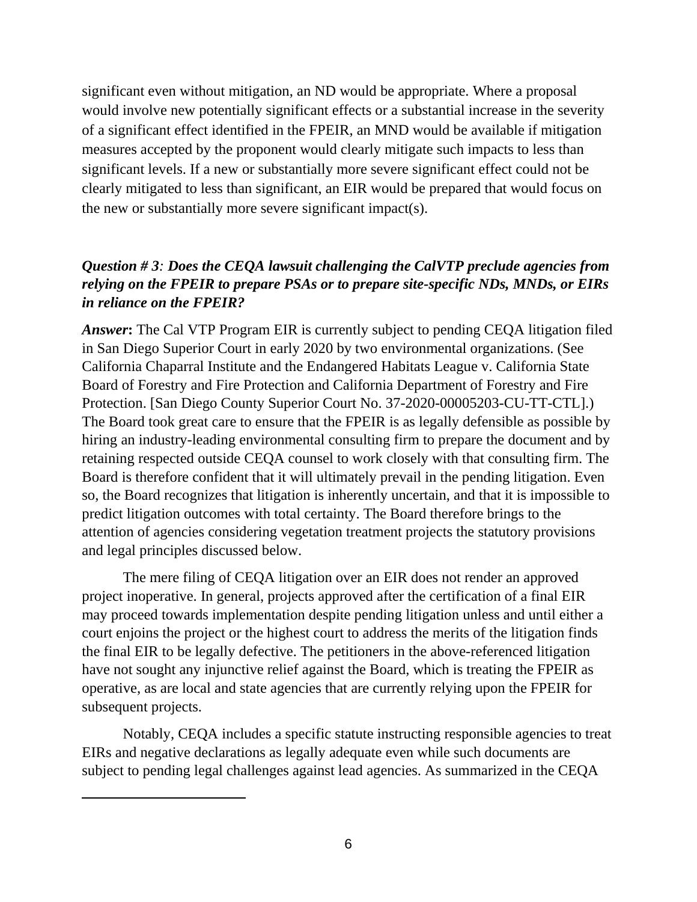significant even without mitigation, an ND would be appropriate. Where a proposal would involve new potentially significant effects or a substantial increase in the severity of a significant effect identified in the FPEIR, an MND would be available if mitigation measures accepted by the proponent would clearly mitigate such impacts to less than significant levels. If a new or substantially more severe significant effect could not be clearly mitigated to less than significant, an EIR would be prepared that would focus on the new or substantially more severe significant impact(s).

### *Question # 3: Does the CEQA lawsuit challenging the CalVTP preclude agencies from relying on the FPEIR to prepare PSAs or to prepare site-specific NDs, MNDs, or EIRs in reliance on the FPEIR?*

***Answer*:** The Cal VTP Program EIR is currently subject to pending CEQA litigation filed in San Diego Superior Court in early 2020 by two environmental organizations. (See California Chaparral Institute and the Endangered Habitats League v. California State Board of Forestry and Fire Protection and California Department of Forestry and Fire Protection. [San Diego County Superior Court No. 37-2020-00005203-CU-TT-CTL].) The Board took great care to ensure that the FPEIR is as legally defensible as possible by hiring an industry-leading environmental consulting firm to prepare the document and by retaining respected outside CEQA counsel to work closely with that consulting firm. The Board is therefore confident that it will ultimately prevail in the pending litigation. Even so, the Board recognizes that litigation is inherently uncertain, and that it is impossible to predict litigation outcomes with total certainty. The Board therefore brings to the attention of agencies considering vegetation treatment projects the statutory provisions and legal principles discussed below.

The mere filing of CEQA litigation over an EIR does not render an approved project inoperative. In general, projects approved after the certification of a final EIR may proceed towards implementation despite pending litigation unless and until either a court enjoins the project or the highest court to address the merits of the litigation finds the final EIR to be legally defective. The petitioners in the above-referenced litigation have not sought any injunctive relief against the Board, which is treating the FPEIR as operative, as are local and state agencies that are currently relying upon the FPEIR for subsequent projects.

Notably, CEQA includes a specific statute instructing responsible agencies to treat EIRs and negative declarations as legally adequate even while such documents are subject to pending legal challenges against lead agencies. As summarized in the CEQA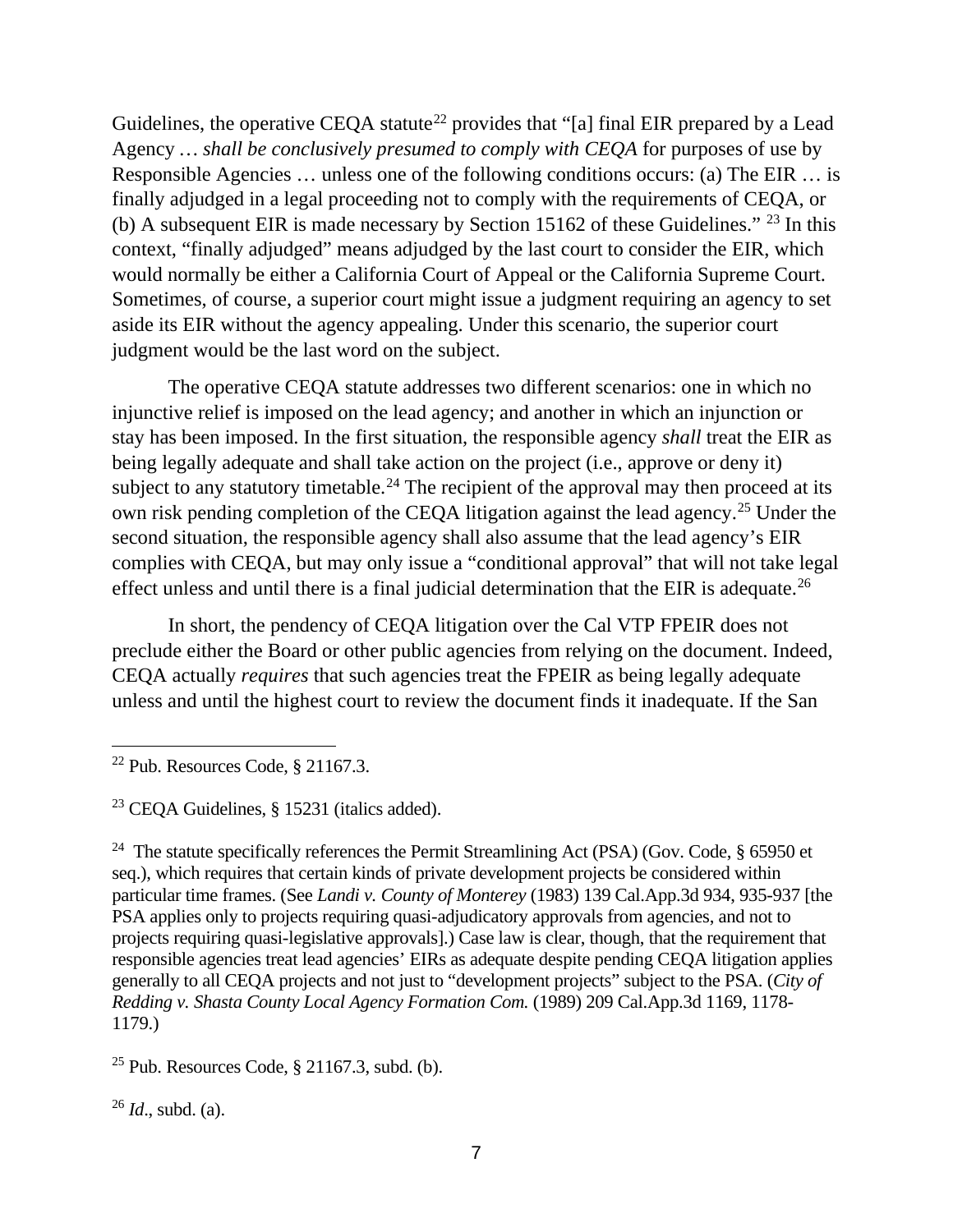Guidelines, the operative CEQA statute[22] provides that "[a] final EIR prepared by a Lead Agency … *shall be conclusively presumed to comply with CEQA* for purposes of use by Responsible Agencies … unless one of the following conditions occurs: (a) The EIR … is finally adjudged in a legal proceeding not to comply with the requirements of CEQA, or (b) A subsequent EIR is made necessary by Section 15162 of these Guidelines." [23] In this context, "finally adjudged" means adjudged by the last court to consider the EIR, which would normally be either a California Court of Appeal or the California Supreme Court. Sometimes, of course, a superior court might issue a judgment requiring an agency to set aside its EIR without the agency appealing. Under this scenario, the superior court judgment would be the last word on the subject.

The operative CEQA statute addresses two different scenarios: one in which no injunctive relief is imposed on the lead agency; and another in which an injunction or stay has been imposed. In the first situation, the responsible agency *shall* treat the EIR as being legally adequate and shall take action on the project (i.e., approve or deny it) subject to any statutory timetable.[24] The recipient of the approval may then proceed at its own risk pending completion of the CEQA litigation against the lead agency.[25] Under the second situation, the responsible agency shall also assume that the lead agency's EIR complies with CEQA, but may only issue a "conditional approval" that will not take legal effect unless and until there is a final judicial determination that the EIR is adequate.[26]

In short, the pendency of CEQA litigation over the Cal VTP FPEIR does not preclude either the Board or other public agencies from relying on the document. Indeed, CEQA actually *requires* that such agencies treat the FPEIR as being legally adequate unless and until the highest court to review the document finds it inadequate. If the San

---

[22] Pub. Resources Code, § 21167.3.

[23] CEQA Guidelines, § 15231 (italics added).

[24] The statute specifically references the Permit Streamlining Act (PSA) (Gov. Code, § 65950 et seq.), which requires that certain kinds of private development projects be considered within particular time frames. (See *Landi v. County of Monterey* (1983) 139 Cal.App.3d 934, 935-937 [the PSA applies only to projects requiring quasi-adjudicatory approvals from agencies, and not to projects requiring quasi-legislative approvals].) Case law is clear, though, that the requirement that responsible agencies treat lead agencies' EIRs as adequate despite pending CEQA litigation applies generally to all CEQA projects and not just to "development projects" subject to the PSA. (*City of Redding v. Shasta County Local Agency Formation Com.* (1989) 209 Cal.App.3d 1169, 1178-1179.)

[25] Pub. Resources Code, § 21167.3, subd. (b).

[26] *Id*., subd. (a).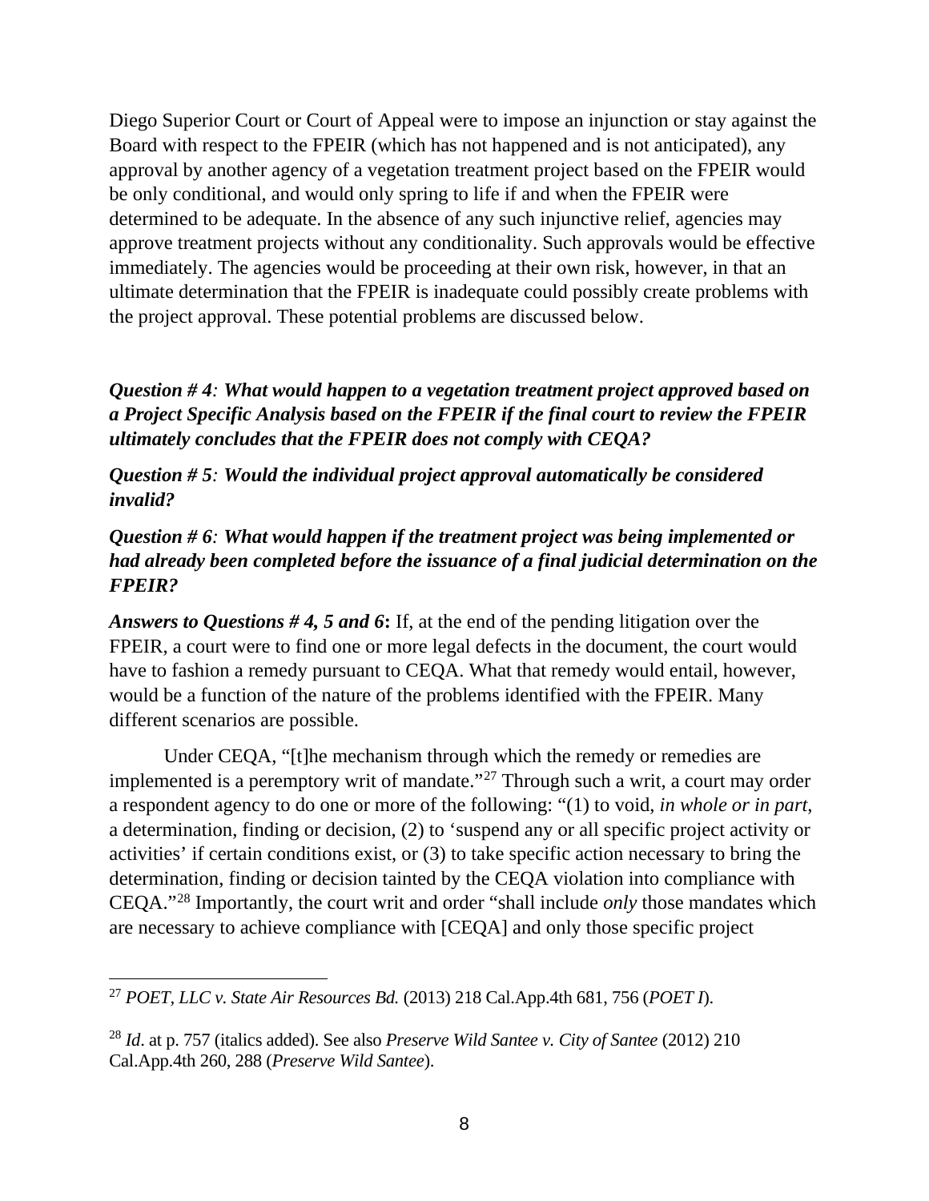Diego Superior Court or Court of Appeal were to impose an injunction or stay against the Board with respect to the FPEIR (which has not happened and is not anticipated), any approval by another agency of a vegetation treatment project based on the FPEIR would be only conditional, and would only spring to life if and when the FPEIR were determined to be adequate. In the absence of any such injunctive relief, agencies may approve treatment projects without any conditionality. Such approvals would be effective immediately. The agencies would be proceeding at their own risk, however, in that an ultimate determination that the FPEIR is inadequate could possibly create problems with the project approval. These potential problems are discussed below.

***Question # 4**: **What would happen to a vegetation treatment project approved based on a Project Specific Analysis based on the FPEIR if the final court to review the FPEIR ultimately concludes that the FPEIR does not comply with CEQA?***

***Question # 5**: **Would the individual project approval automatically be considered invalid?***

***Question # 6**: **What would happen if the treatment project was being implemented or had already been completed before the issuance of a final judicial determination on the FPEIR?***

***Answers to Questions # 4, 5 and 6*:** If, at the end of the pending litigation over the FPEIR, a court were to find one or more legal defects in the document, the court would have to fashion a remedy pursuant to CEQA. What that remedy would entail, however, would be a function of the nature of the problems identified with the FPEIR. Many different scenarios are possible.

Under CEQA, "[t]he mechanism through which the remedy or remedies are implemented is a peremptory writ of mandate."[27] Through such a writ, a court may order a respondent agency to do one or more of the following: "(1) to void, *in whole or in part*, a determination, finding or decision, (2) to 'suspend any or all specific project activity or activities' if certain conditions exist, or (3) to take specific action necessary to bring the determination, finding or decision tainted by the CEQA violation into compliance with CEQA."[28] Importantly, the court writ and order "shall include *only* those mandates which are necessary to achieve compliance with [CEQA] and only those specific project

---

[27] *POET, LLC v. State Air Resources Bd.* (2013) 218 Cal.App.4th 681, 756 (*POET I*).

[28] *Id*. at p. 757 (italics added). See also *Preserve Wild Santee v. City of Santee* (2012) 210 Cal.App.4th 260, 288 (*Preserve Wild Santee*).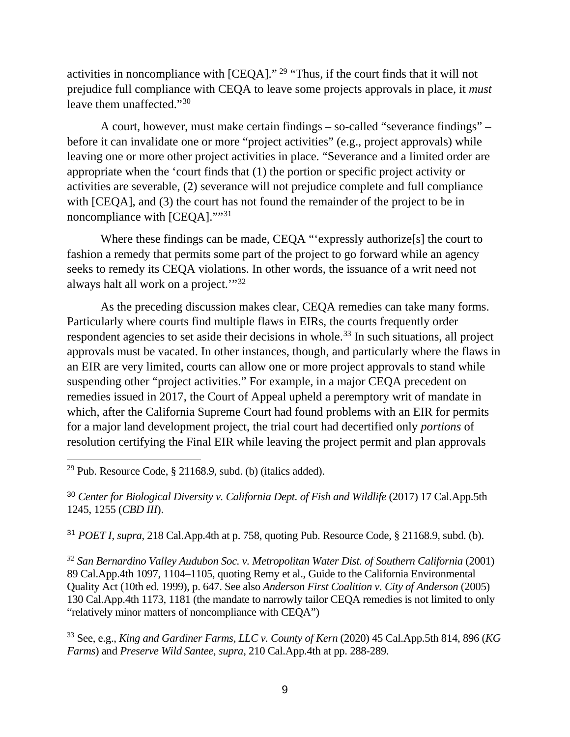activities in noncompliance with [CEQA]." [29] "Thus, if the court finds that it will not prejudice full compliance with CEQA to leave some projects approvals in place, it *must* leave them unaffected."[30]

A court, however, must make certain findings – so-called "severance findings" – before it can invalidate one or more "project activities" (e.g., project approvals) while leaving one or more other project activities in place. "Severance and a limited order are appropriate when the 'court finds that (1) the portion or specific project activity or activities are severable, (2) severance will not prejudice complete and full compliance with [CEQA], and (3) the court has not found the remainder of the project to be in noncompliance with [CEQA].""[31]

Where these findings can be made, CEQA "'expressly authorize[s] the court to fashion a remedy that permits some part of the project to go forward while an agency seeks to remedy its CEQA violations. In other words, the issuance of a writ need not always halt all work on a project.'"[32]

As the preceding discussion makes clear, CEQA remedies can take many forms. Particularly where courts find multiple flaws in EIRs, the courts frequently order respondent agencies to set aside their decisions in whole.[33] In such situations, all project approvals must be vacated. In other instances, though, and particularly where the flaws in an EIR are very limited, courts can allow one or more project approvals to stand while suspending other "project activities." For example, in a major CEQA precedent on remedies issued in 2017, the Court of Appeal upheld a peremptory writ of mandate in which, after the California Supreme Court had found problems with an EIR for permits for a major land development project, the trial court had decertified only *portions* of resolution certifying the Final EIR while leaving the project permit and plan approvals

---

[29] Pub. Resource Code, § 21168.9, subd. (b) (italics added).

[30] *Center for Biological Diversity v. California Dept. of Fish and Wildlife* (2017) 17 Cal.App.5th 1245, 1255 (*CBD III*).

[31] *POET I*, *supra*, 218 Cal.App.4th at p. 758, quoting Pub. Resource Code, § 21168.9, subd. (b).

[32] *San Bernardino Valley Audubon Soc. v. Metropolitan Water Dist. of Southern California* (2001) 89 Cal.App.4th 1097, 1104–1105, quoting Remy et al., Guide to the California Environmental Quality Act (10th ed. 1999), p. 647. See also *Anderson First Coalition v. City of Anderson* (2005) 130 Cal.App.4th 1173, 1181 (the mandate to narrowly tailor CEQA remedies is not limited to only "relatively minor matters of noncompliance with CEQA")

[33] See, e.g., *King and Gardiner Farms, LLC v. County of Kern* (2020) 45 Cal.App.5th 814, 896 (*KG Farms*) and *Preserve Wild Santee*, *supra*, 210 Cal.App.4th at pp. 288-289.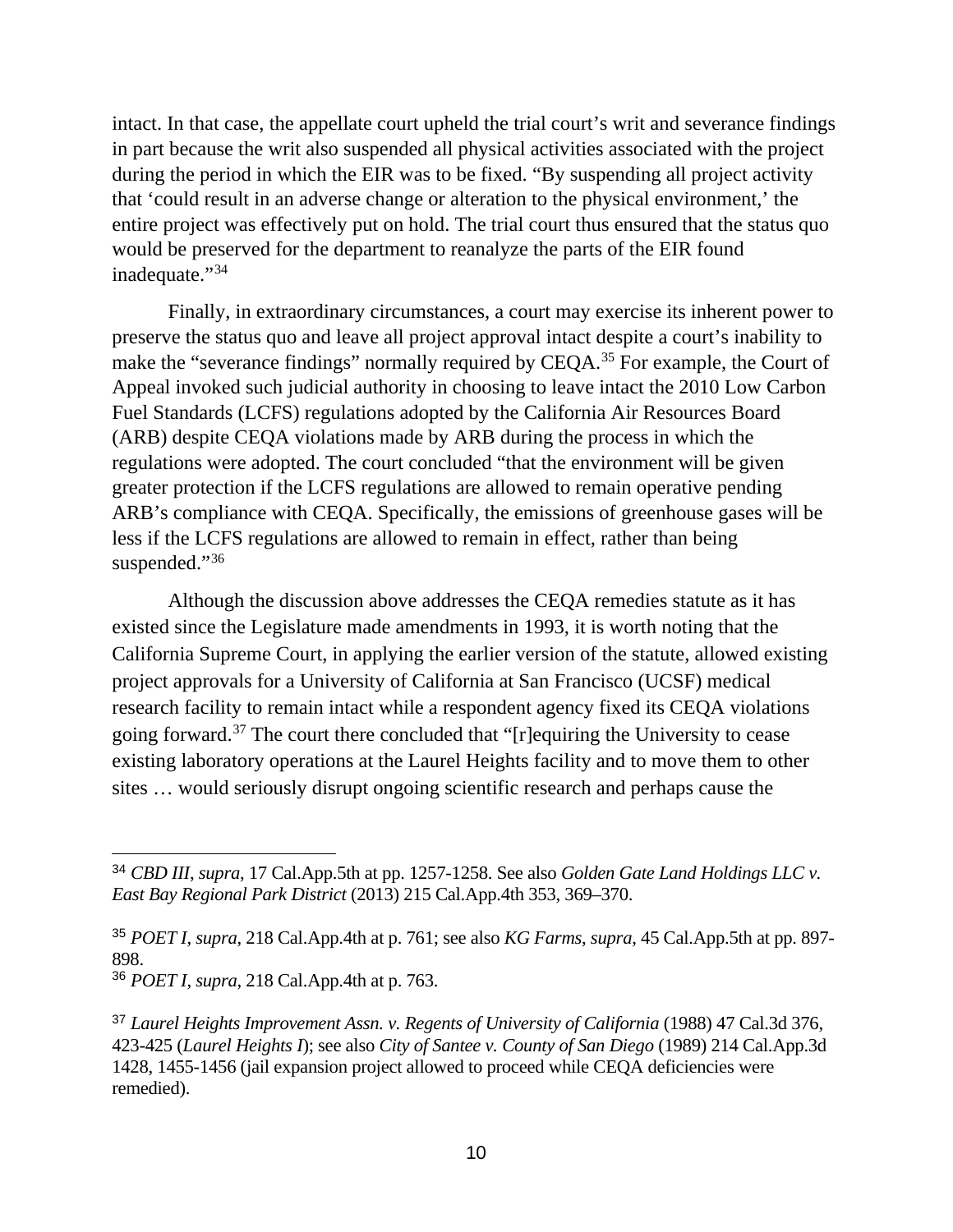intact. In that case, the appellate court upheld the trial court's writ and severance findings in part because the writ also suspended all physical activities associated with the project during the period in which the EIR was to be fixed. "By suspending all project activity that 'could result in an adverse change or alteration to the physical environment,' the entire project was effectively put on hold. The trial court thus ensured that the status quo would be preserved for the department to reanalyze the parts of the EIR found inadequate."[34]

Finally, in extraordinary circumstances, a court may exercise its inherent power to preserve the status quo and leave all project approval intact despite a court's inability to make the "severance findings" normally required by CEQA.[35] For example, the Court of Appeal invoked such judicial authority in choosing to leave intact the 2010 Low Carbon Fuel Standards (LCFS) regulations adopted by the California Air Resources Board (ARB) despite CEQA violations made by ARB during the process in which the regulations were adopted. The court concluded "that the environment will be given greater protection if the LCFS regulations are allowed to remain operative pending ARB's compliance with CEQA. Specifically, the emissions of greenhouse gases will be less if the LCFS regulations are allowed to remain in effect, rather than being suspended."[36]

Although the discussion above addresses the CEQA remedies statute as it has existed since the Legislature made amendments in 1993, it is worth noting that the California Supreme Court, in applying the earlier version of the statute, allowed existing project approvals for a University of California at San Francisco (UCSF) medical research facility to remain intact while a respondent agency fixed its CEQA violations going forward.[37] The court there concluded that "[r]equiring the University to cease existing laboratory operations at the Laurel Heights facility and to move them to other sites … would seriously disrupt ongoing scientific research and perhaps cause the

---

[34] *CBD III*, *supra*, 17 Cal.App.5th at pp. 1257-1258. See also *Golden Gate Land Holdings LLC v. East Bay Regional Park District* (2013) 215 Cal.App.4th 353, 369–370.

[35] *POET I*, *supra*, 218 Cal.App.4th at p. 761; see also *KG Farms*, *supra*, 45 Cal.App.5th at pp. 897-898.

[36] *POET I*, *supra*, 218 Cal.App.4th at p. 763.

[37] *Laurel Heights Improvement Assn. v. Regents of University of California* (1988) 47 Cal.3d 376, 423-425 (*Laurel Heights I*); see also *City of Santee v. County of San Diego* (1989) 214 Cal.App.3d 1428, 1455-1456 (jail expansion project allowed to proceed while CEQA deficiencies were remedied).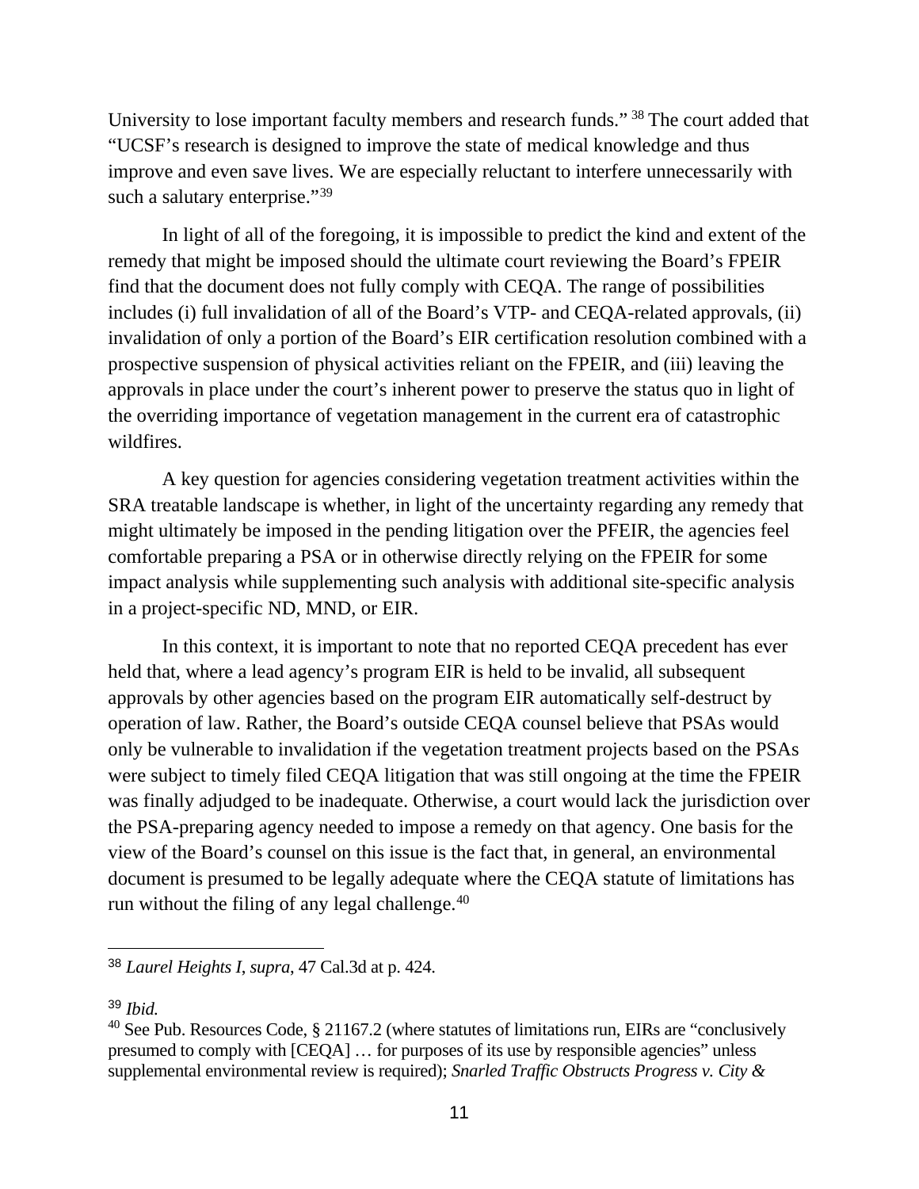University to lose important faculty members and research funds."[38] The court added that "UCSF's research is designed to improve the state of medical knowledge and thus improve and even save lives. We are especially reluctant to interfere unnecessarily with such a salutary enterprise."[39]

In light of all of the foregoing, it is impossible to predict the kind and extent of the remedy that might be imposed should the ultimate court reviewing the Board's FPEIR find that the document does not fully comply with CEQA. The range of possibilities includes (i) full invalidation of all of the Board's VTP- and CEQA-related approvals, (ii) invalidation of only a portion of the Board's EIR certification resolution combined with a prospective suspension of physical activities reliant on the FPEIR, and (iii) leaving the approvals in place under the court's inherent power to preserve the status quo in light of the overriding importance of vegetation management in the current era of catastrophic wildfires.

A key question for agencies considering vegetation treatment activities within the SRA treatable landscape is whether, in light of the uncertainty regarding any remedy that might ultimately be imposed in the pending litigation over the PFEIR, the agencies feel comfortable preparing a PSA or in otherwise directly relying on the FPEIR for some impact analysis while supplementing such analysis with additional site-specific analysis in a project-specific ND, MND, or EIR.

In this context, it is important to note that no reported CEQA precedent has ever held that, where a lead agency's program EIR is held to be invalid, all subsequent approvals by other agencies based on the program EIR automatically self-destruct by operation of law. Rather, the Board's outside CEQA counsel believe that PSAs would only be vulnerable to invalidation if the vegetation treatment projects based on the PSAs were subject to timely filed CEQA litigation that was still ongoing at the time the FPEIR was finally adjudged to be inadequate. Otherwise, a court would lack the jurisdiction over the PSA-preparing agency needed to impose a remedy on that agency. One basis for the view of the Board's counsel on this issue is the fact that, in general, an environmental document is presumed to be legally adequate where the CEQA statute of limitations has run without the filing of any legal challenge.[40]

---

[38] *Laurel Heights I*, *supra*, 47 Cal.3d at p. 424.

[39] *Ibid.*

[40] See Pub. Resources Code, § 21167.2 (where statutes of limitations run, EIRs are "conclusively presumed to comply with [CEQA] … for purposes of its use by responsible agencies" unless supplemental environmental review is required); *Snarled Traffic Obstructs Progress v. City &*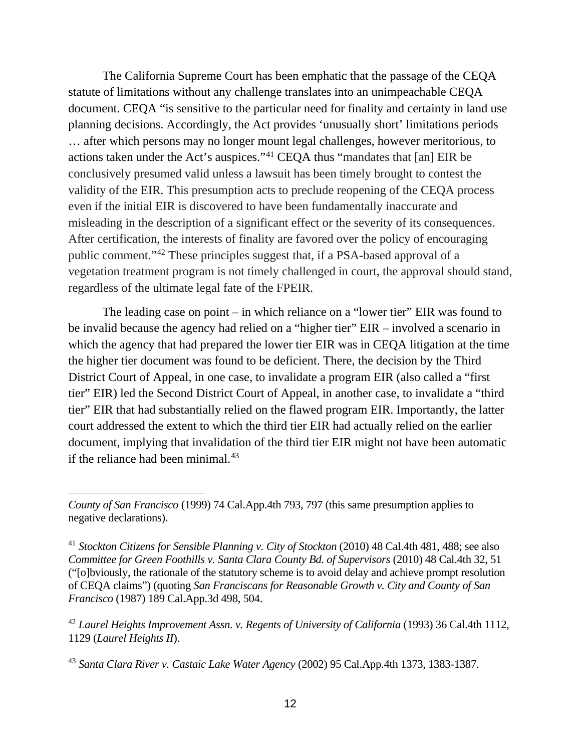The California Supreme Court has been emphatic that the passage of the CEQA statute of limitations without any challenge translates into an unimpeachable CEQA document. CEQA "is sensitive to the particular need for finality and certainty in land use planning decisions. Accordingly, the Act provides 'unusually short' limitations periods … after which persons may no longer mount legal challenges, however meritorious, to actions taken under the Act's auspices."[41] CEQA thus "mandates that [an] EIR be conclusively presumed valid unless a lawsuit has been timely brought to contest the validity of the EIR. This presumption acts to preclude reopening of the CEQA process even if the initial EIR is discovered to have been fundamentally inaccurate and misleading in the description of a significant effect or the severity of its consequences. After certification, the interests of finality are favored over the policy of encouraging public comment."[42] These principles suggest that, if a PSA-based approval of a vegetation treatment program is not timely challenged in court, the approval should stand, regardless of the ultimate legal fate of the FPEIR.

The leading case on point – in which reliance on a "lower tier" EIR was found to be invalid because the agency had relied on a "higher tier" EIR – involved a scenario in which the agency that had prepared the lower tier EIR was in CEQA litigation at the time the higher tier document was found to be deficient. There, the decision by the Third District Court of Appeal, in one case, to invalidate a program EIR (also called a "first tier" EIR) led the Second District Court of Appeal, in another case, to invalidate a "third tier" EIR that had substantially relied on the flawed program EIR. Importantly, the latter court addressed the extent to which the third tier EIR had actually relied on the earlier document, implying that invalidation of the third tier EIR might not have been automatic if the reliance had been minimal.[43]

---

*County of San Francisco* (1999) 74 Cal.App.4th 793, 797 (this same presumption applies to negative declarations).

[41] *Stockton Citizens for Sensible Planning v. City of Stockton* (2010) 48 Cal.4th 481, 488; see also *Committee for Green Foothills v. Santa Clara County Bd. of Supervisors* (2010) 48 Cal.4th 32, 51 ("[o]bviously, the rationale of the statutory scheme is to avoid delay and achieve prompt resolution of CEQA claims") (quoting *San Franciscans for Reasonable Growth v. City and County of San Francisco* (1987) 189 Cal.App.3d 498, 504.

[42] *Laurel Heights Improvement Assn. v. Regents of University of California* (1993) 36 Cal.4th 1112, 1129 (*Laurel Heights II*).

[43] *Santa Clara River v. Castaic Lake Water Agency* (2002) 95 Cal.App.4th 1373, 1383-1387.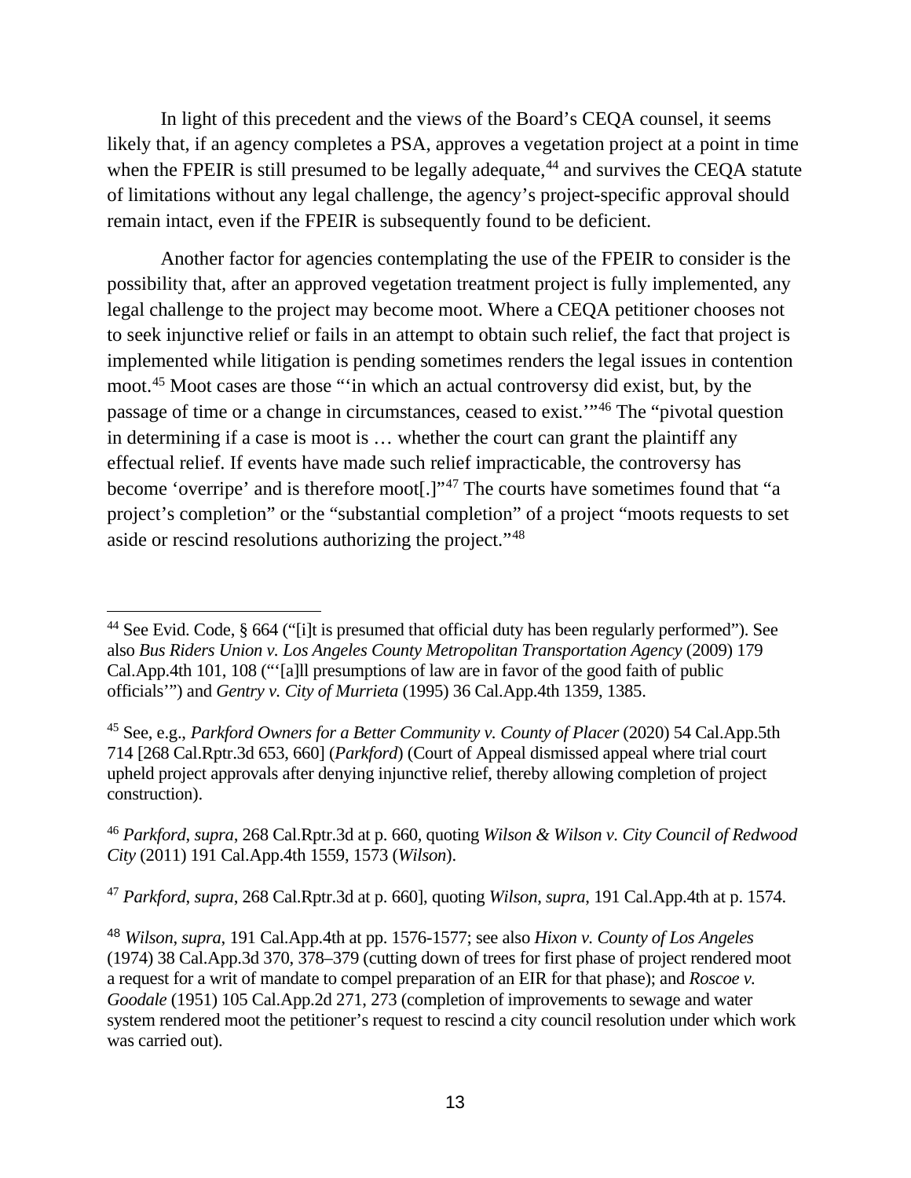In light of this precedent and the views of the Board's CEQA counsel, it seems likely that, if an agency completes a PSA, approves a vegetation project at a point in time when the FPEIR is still presumed to be legally adequate,[44] and survives the CEQA statute of limitations without any legal challenge, the agency's project-specific approval should remain intact, even if the FPEIR is subsequently found to be deficient.

Another factor for agencies contemplating the use of the FPEIR to consider is the possibility that, after an approved vegetation treatment project is fully implemented, any legal challenge to the project may become moot. Where a CEQA petitioner chooses not to seek injunctive relief or fails in an attempt to obtain such relief, the fact that project is implemented while litigation is pending sometimes renders the legal issues in contention moot.[45] Moot cases are those "'in which an actual controversy did exist, but, by the passage of time or a change in circumstances, ceased to exist.'"[46] The "pivotal question in determining if a case is moot is … whether the court can grant the plaintiff any effectual relief. If events have made such relief impracticable, the controversy has become 'overripe' and is therefore moot[.]"[47] The courts have sometimes found that "a project's completion" or the "substantial completion" of a project "moots requests to set aside or rescind resolutions authorizing the project."[48]

---

[44] See Evid. Code, § 664 ("[i]t is presumed that official duty has been regularly performed"). See also *Bus Riders Union v. Los Angeles County Metropolitan Transportation Agency* (2009) 179 Cal.App.4th 101, 108 ("'[a]ll presumptions of law are in favor of the good faith of public officials'") and *Gentry v. City of Murrieta* (1995) 36 Cal.App.4th 1359, 1385.

[45] See, e.g., *Parkford Owners for a Better Community v. County of Placer* (2020) 54 Cal.App.5th 714 [268 Cal.Rptr.3d 653, 660] (*Parkford*) (Court of Appeal dismissed appeal where trial court upheld project approvals after denying injunctive relief, thereby allowing completion of project construction).

[46] *Parkford*, *supra*, 268 Cal.Rptr.3d at p. 660, quoting *Wilson & Wilson v. City Council of Redwood City* (2011) 191 Cal.App.4th 1559, 1573 (*Wilson*).

[47] *Parkford*, *supra*, 268 Cal.Rptr.3d at p. 660], quoting *Wilson*, *supra*, 191 Cal.App.4th at p. 1574.

[48] *Wilson*, *supra*, 191 Cal.App.4th at pp. 1576-1577; see also *Hixon v. County of Los Angeles* (1974) 38 Cal.App.3d 370, 378–379 (cutting down of trees for first phase of project rendered moot a request for a writ of mandate to compel preparation of an EIR for that phase); and *Roscoe v. Goodale* (1951) 105 Cal.App.2d 271, 273 (completion of improvements to sewage and water system rendered moot the petitioner's request to rescind a city council resolution under which work was carried out).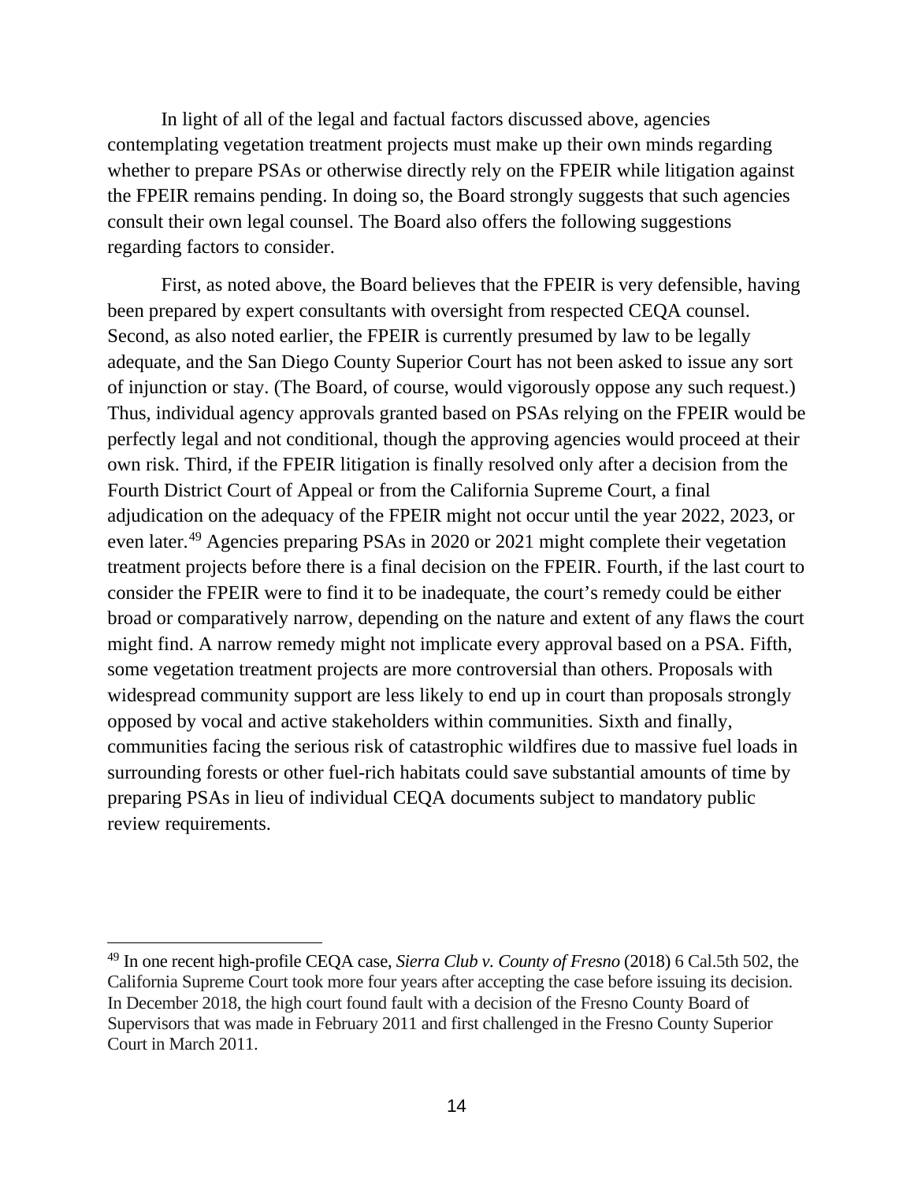In light of all of the legal and factual factors discussed above, agencies contemplating vegetation treatment projects must make up their own minds regarding whether to prepare PSAs or otherwise directly rely on the FPEIR while litigation against the FPEIR remains pending. In doing so, the Board strongly suggests that such agencies consult their own legal counsel. The Board also offers the following suggestions regarding factors to consider.

First, as noted above, the Board believes that the FPEIR is very defensible, having been prepared by expert consultants with oversight from respected CEQA counsel. Second, as also noted earlier, the FPEIR is currently presumed by law to be legally adequate, and the San Diego County Superior Court has not been asked to issue any sort of injunction or stay. (The Board, of course, would vigorously oppose any such request.) Thus, individual agency approvals granted based on PSAs relying on the FPEIR would be perfectly legal and not conditional, though the approving agencies would proceed at their own risk. Third, if the FPEIR litigation is finally resolved only after a decision from the Fourth District Court of Appeal or from the California Supreme Court, a final adjudication on the adequacy of the FPEIR might not occur until the year 2022, 2023, or even later.[49] Agencies preparing PSAs in 2020 or 2021 might complete their vegetation treatment projects before there is a final decision on the FPEIR. Fourth, if the last court to consider the FPEIR were to find it to be inadequate, the court's remedy could be either broad or comparatively narrow, depending on the nature and extent of any flaws the court might find. A narrow remedy might not implicate every approval based on a PSA. Fifth, some vegetation treatment projects are more controversial than others. Proposals with widespread community support are less likely to end up in court than proposals strongly opposed by vocal and active stakeholders within communities. Sixth and finally, communities facing the serious risk of catastrophic wildfires due to massive fuel loads in surrounding forests or other fuel-rich habitats could save substantial amounts of time by preparing PSAs in lieu of individual CEQA documents subject to mandatory public review requirements.

---

[49] In one recent high-profile CEQA case, *Sierra Club v. County of Fresno* (2018) 6 Cal.5th 502, the California Supreme Court took more four years after accepting the case before issuing its decision. In December 2018, the high court found fault with a decision of the Fresno County Board of Supervisors that was made in February 2011 and first challenged in the Fresno County Superior Court in March 2011.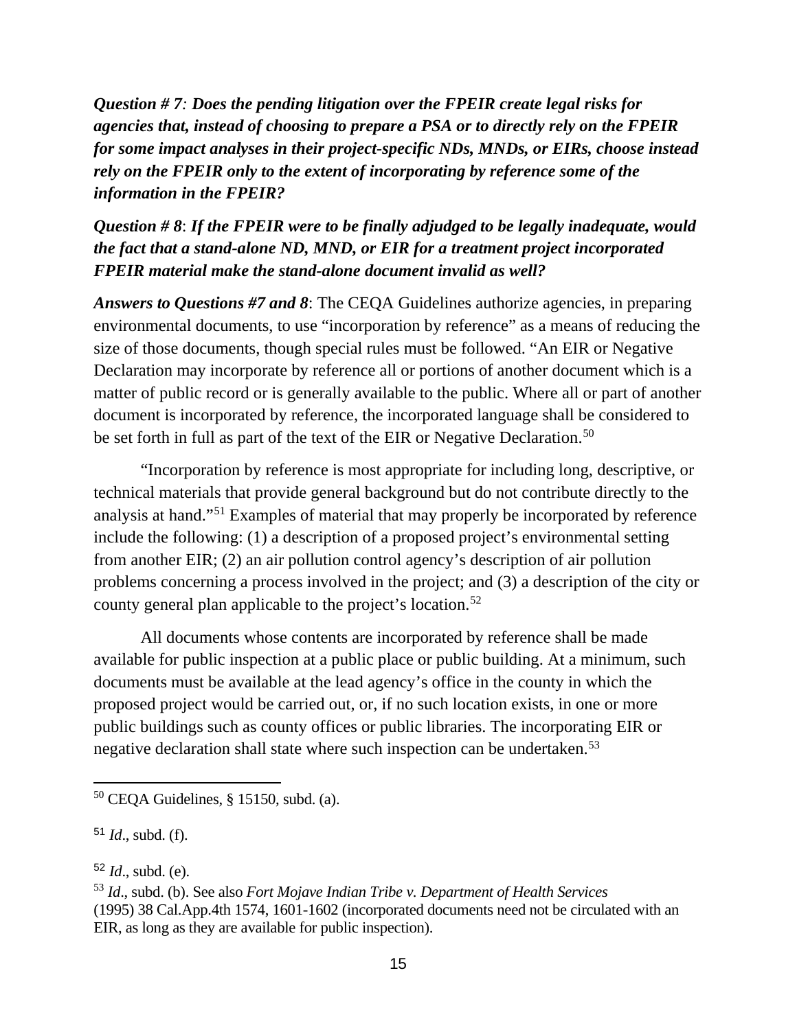***Question # 7*: *Does the pending litigation over the FPEIR create legal risks for agencies that, instead of choosing to prepare a PSA or to directly rely on the FPEIR for some impact analyses in their project-specific NDs, MNDs, or EIRs, choose instead rely on the FPEIR only to the extent of incorporating by reference some of the information in the FPEIR?***

***Question # 8*: *If the FPEIR were to be finally adjudged to be legally inadequate, would the fact that a stand-alone ND, MND, or EIR for a treatment project incorporated FPEIR material make the stand-alone document invalid as well?***

***Answers to Questions #7 and 8***: The CEQA Guidelines authorize agencies, in preparing environmental documents, to use "incorporation by reference" as a means of reducing the size of those documents, though special rules must be followed. "An EIR or Negative Declaration may incorporate by reference all or portions of another document which is a matter of public record or is generally available to the public. Where all or part of another document is incorporated by reference, the incorporated language shall be considered to be set forth in full as part of the text of the EIR or Negative Declaration.[50]

"Incorporation by reference is most appropriate for including long, descriptive, or technical materials that provide general background but do not contribute directly to the analysis at hand."[51] Examples of material that may properly be incorporated by reference include the following: (1) a description of a proposed project's environmental setting from another EIR; (2) an air pollution control agency's description of air pollution problems concerning a process involved in the project; and (3) a description of the city or county general plan applicable to the project's location.[52]

All documents whose contents are incorporated by reference shall be made available for public inspection at a public place or public building. At a minimum, such documents must be available at the lead agency's office in the county in which the proposed project would be carried out, or, if no such location exists, in one or more public buildings such as county offices or public libraries. The incorporating EIR or negative declaration shall state where such inspection can be undertaken.[53]

---

[50] CEQA Guidelines, § 15150, subd. (a).

[51] *Id*., subd. (f).

[52] *Id*., subd. (e).

[53] *Id*., subd. (b). See also *Fort Mojave Indian Tribe v. Department of Health Services* (1995) 38 Cal.App.4th 1574, 1601-1602 (incorporated documents need not be circulated with an EIR, as long as they are available for public inspection).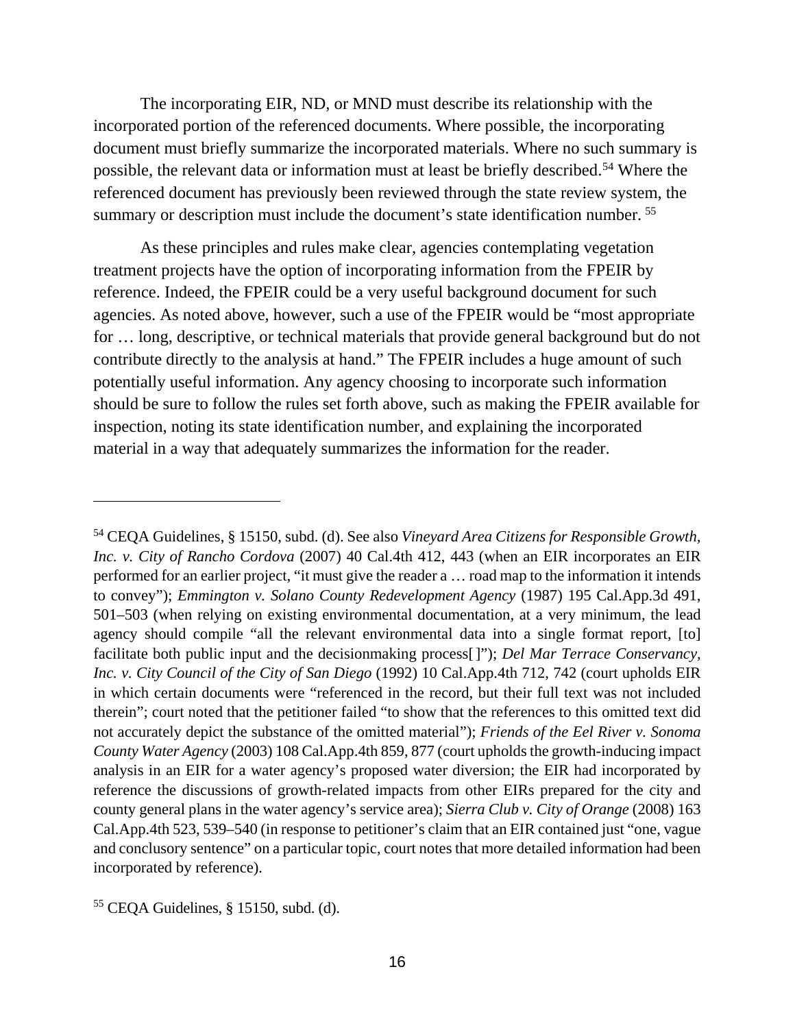The incorporating EIR, ND, or MND must describe its relationship with the incorporated portion of the referenced documents. Where possible, the incorporating document must briefly summarize the incorporated materials. Where no such summary is possible, the relevant data or information must at least be briefly described.[54] Where the referenced document has previously been reviewed through the state review system, the summary or description must include the document's state identification number. [55]

As these principles and rules make clear, agencies contemplating vegetation treatment projects have the option of incorporating information from the FPEIR by reference. Indeed, the FPEIR could be a very useful background document for such agencies. As noted above, however, such a use of the FPEIR would be "most appropriate for … long, descriptive, or technical materials that provide general background but do not contribute directly to the analysis at hand." The FPEIR includes a huge amount of such potentially useful information. Any agency choosing to incorporate such information should be sure to follow the rules set forth above, such as making the FPEIR available for inspection, noting its state identification number, and explaining the incorporated material in a way that adequately summarizes the information for the reader.

---

[54] CEQA Guidelines, § 15150, subd. (d). See also *Vineyard Area Citizens for Responsible Growth, Inc. v. City of Rancho Cordova* (2007) 40 Cal.4th 412, 443 (when an EIR incorporates an EIR performed for an earlier project, "it must give the reader a … road map to the information it intends to convey"); *Emmington v. Solano County Redevelopment Agency* (1987) 195 Cal.App.3d 491, 501–503 (when relying on existing environmental documentation, at a very minimum, the lead agency should compile "all the relevant environmental data into a single format report, [to] facilitate both public input and the decisionmaking process[ ]"); *Del Mar Terrace Conservancy, Inc. v. City Council of the City of San Diego* (1992) 10 Cal.App.4th 712, 742 (court upholds EIR in which certain documents were "referenced in the record, but their full text was not included therein"; court noted that the petitioner failed "to show that the references to this omitted text did not accurately depict the substance of the omitted material"); *Friends of the Eel River v. Sonoma County Water Agency* (2003) 108 Cal.App.4th 859, 877 (court upholds the growth-inducing impact analysis in an EIR for a water agency's proposed water diversion; the EIR had incorporated by reference the discussions of growth-related impacts from other EIRs prepared for the city and county general plans in the water agency's service area); *Sierra Club v. City of Orange* (2008) 163 Cal.App.4th 523, 539–540 (in response to petitioner's claim that an EIR contained just "one, vague and conclusory sentence" on a particular topic, court notes that more detailed information had been incorporated by reference).

[55] CEQA Guidelines, § 15150, subd. (d).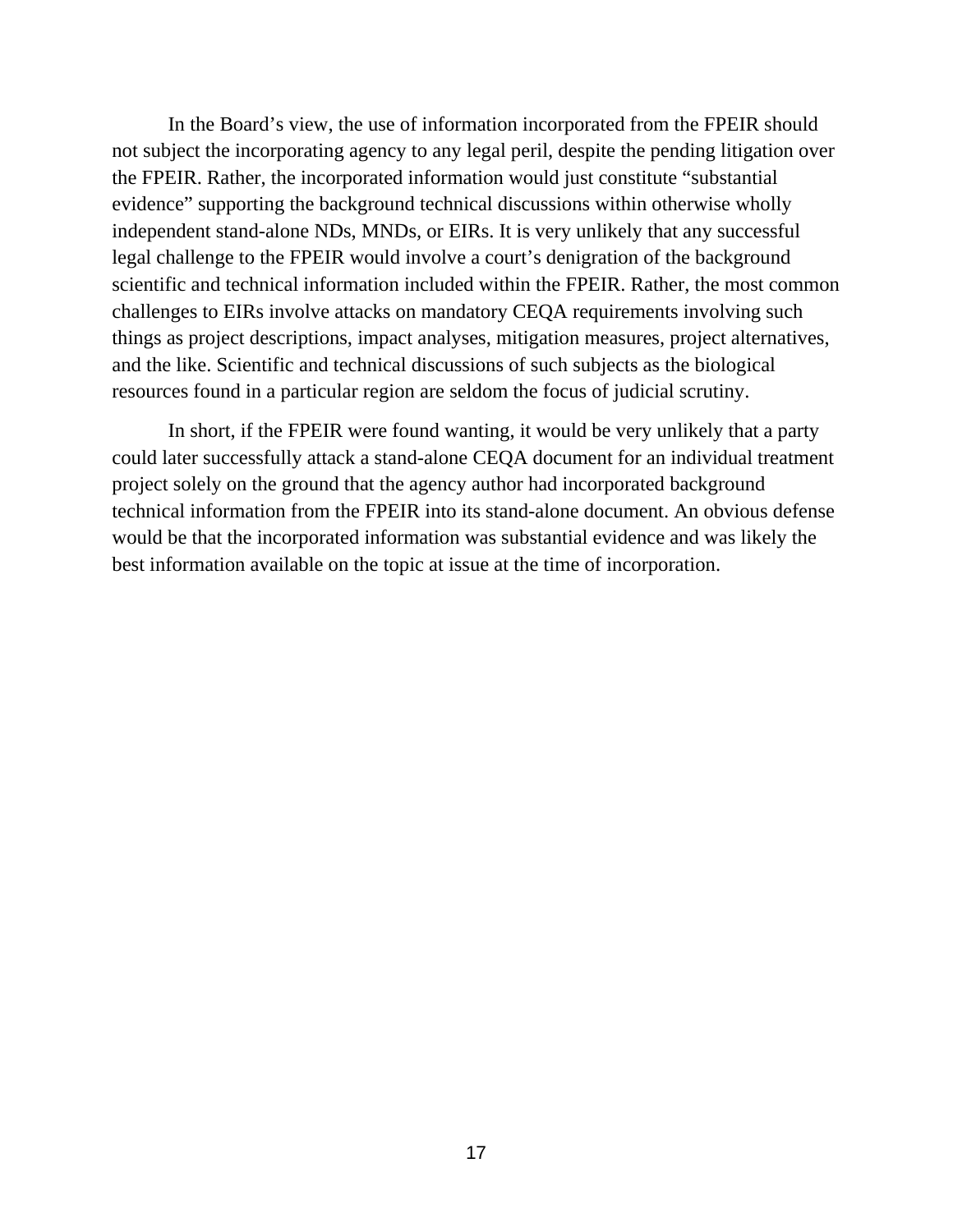In the Board's view, the use of information incorporated from the FPEIR should not subject the incorporating agency to any legal peril, despite the pending litigation over the FPEIR. Rather, the incorporated information would just constitute "substantial evidence" supporting the background technical discussions within otherwise wholly independent stand-alone NDs, MNDs, or EIRs. It is very unlikely that any successful legal challenge to the FPEIR would involve a court's denigration of the background scientific and technical information included within the FPEIR. Rather, the most common challenges to EIRs involve attacks on mandatory CEQA requirements involving such things as project descriptions, impact analyses, mitigation measures, project alternatives, and the like. Scientific and technical discussions of such subjects as the biological resources found in a particular region are seldom the focus of judicial scrutiny.

In short, if the FPEIR were found wanting, it would be very unlikely that a party could later successfully attack a stand-alone CEQA document for an individual treatment project solely on the ground that the agency author had incorporated background technical information from the FPEIR into its stand-alone document. An obvious defense would be that the incorporated information was substantial evidence and was likely the best information available on the topic at issue at the time of incorporation.